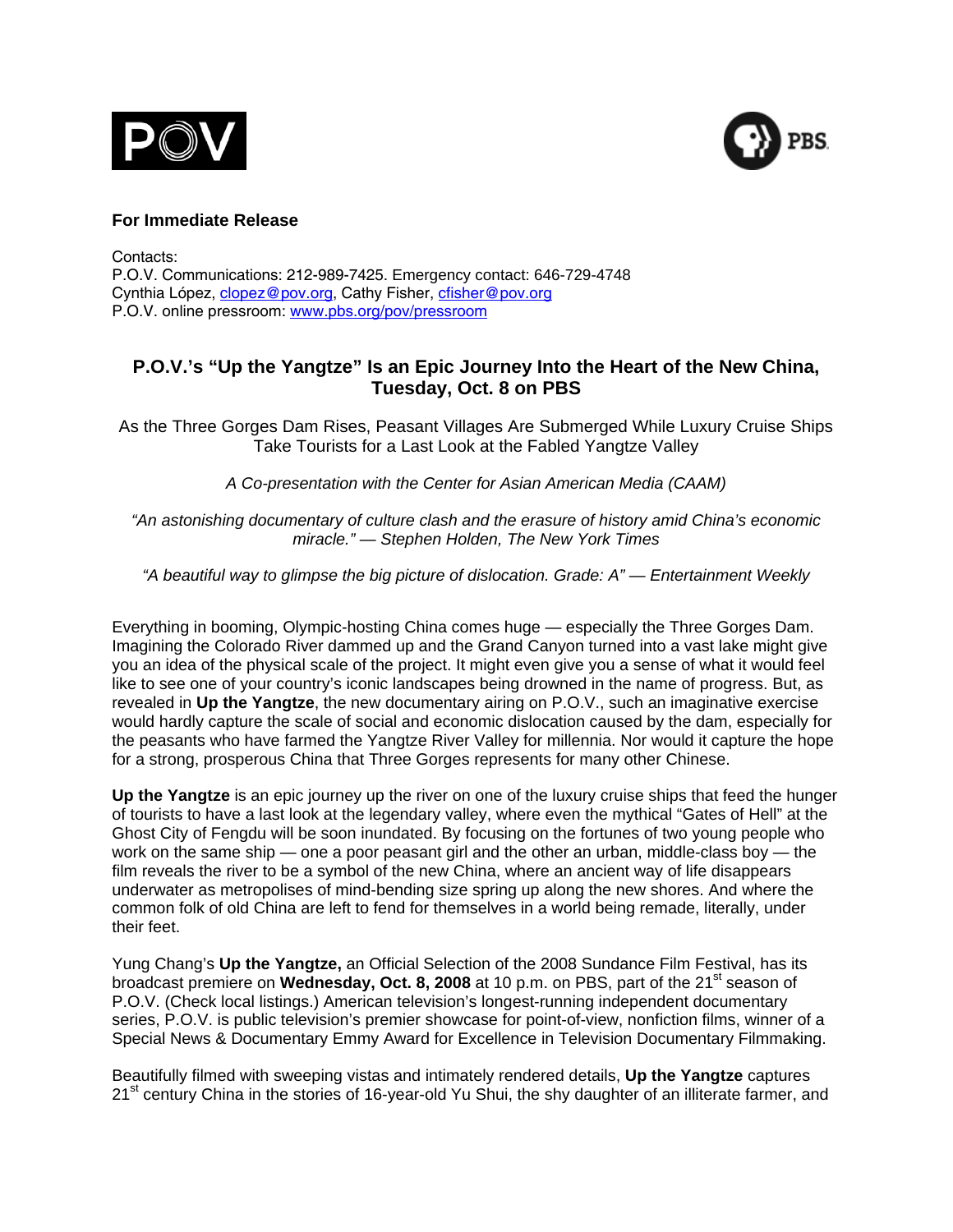**For Immediate Release**

Contacts:
P.O.V. Communications: 212-989-7425. Emergency contact: 646-729-4748
Cynthia López, clopez@pov.org, Cathy Fisher, cfisher@pov.org
P.O.V. online pressroom: www.pbs.org/pov/pressroom

## P.O.V.'s "Up the Yangtze" Is an Epic Journey Into the Heart of the New China, Tuesday, Oct. 8 on PBS

As the Three Gorges Dam Rises, Peasant Villages Are Submerged While Luxury Cruise Ships Take Tourists for a Last Look at the Fabled Yangtze Valley

*A Co-presentation with the Center for Asian American Media (CAAM)*

*"An astonishing documentary of culture clash and the erasure of history amid China's economic miracle." — Stephen Holden, The New York Times*

*"A beautiful way to glimpse the big picture of dislocation. Grade: A" — Entertainment Weekly*

Everything in booming, Olympic-hosting China comes huge — especially the Three Gorges Dam. Imagining the Colorado River dammed up and the Grand Canyon turned into a vast lake might give you an idea of the physical scale of the project. It might even give you a sense of what it would feel like to see one of your country's iconic landscapes being drowned in the name of progress. But, as revealed in **Up the Yangtze**, the new documentary airing on P.O.V., such an imaginative exercise would hardly capture the scale of social and economic dislocation caused by the dam, especially for the peasants who have farmed the Yangtze River Valley for millennia. Nor would it capture the hope for a strong, prosperous China that Three Gorges represents for many other Chinese.

**Up the Yangtze** is an epic journey up the river on one of the luxury cruise ships that feed the hunger of tourists to have a last look at the legendary valley, where even the mythical "Gates of Hell" at the Ghost City of Fengdu will be soon inundated. By focusing on the fortunes of two young people who work on the same ship — one a poor peasant girl and the other an urban, middle-class boy — the film reveals the river to be a symbol of the new China, where an ancient way of life disappears underwater as metropolises of mind-bending size spring up along the new shores. And where the common folk of old China are left to fend for themselves in a world being remade, literally, under their feet.

Yung Chang's **Up the Yangtze,** an Official Selection of the 2008 Sundance Film Festival, has its broadcast premiere on **Wednesday, Oct. 8, 2008** at 10 p.m. on PBS, part of the 21st season of P.O.V. (Check local listings.) American television's longest-running independent documentary series, P.O.V. is public television's premier showcase for point-of-view, nonfiction films, winner of a Special News & Documentary Emmy Award for Excellence in Television Documentary Filmmaking.

Beautifully filmed with sweeping vistas and intimately rendered details, **Up the Yangtze** captures 21st century China in the stories of 16-year-old Yu Shui, the shy daughter of an illiterate farmer, and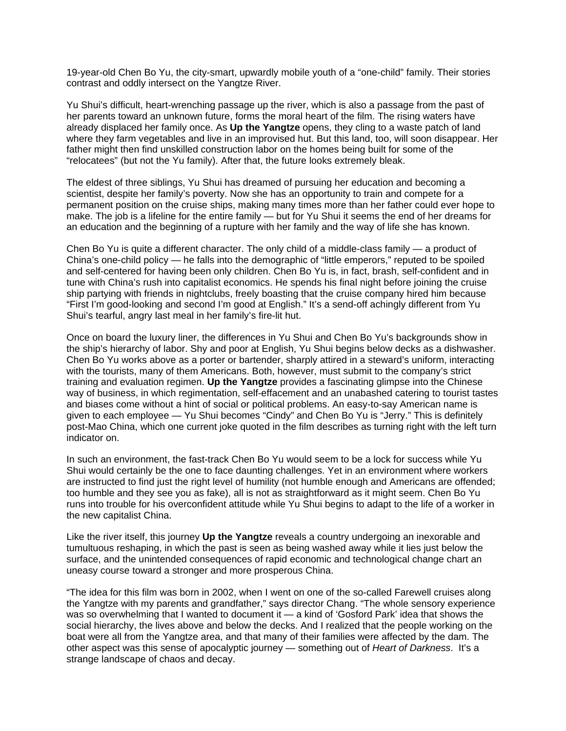19-year-old Chen Bo Yu, the city-smart, upwardly mobile youth of a "one-child" family. Their stories contrast and oddly intersect on the Yangtze River.

Yu Shui's difficult, heart-wrenching passage up the river, which is also a passage from the past of her parents toward an unknown future, forms the moral heart of the film. The rising waters have already displaced her family once. As **Up the Yangtze** opens, they cling to a waste patch of land where they farm vegetables and live in an improvised hut. But this land, too, will soon disappear. Her father might then find unskilled construction labor on the homes being built for some of the "relocatees" (but not the Yu family). After that, the future looks extremely bleak.

The eldest of three siblings, Yu Shui has dreamed of pursuing her education and becoming a scientist, despite her family's poverty. Now she has an opportunity to train and compete for a permanent position on the cruise ships, making many times more than her father could ever hope to make. The job is a lifeline for the entire family — but for Yu Shui it seems the end of her dreams for an education and the beginning of a rupture with her family and the way of life she has known.

Chen Bo Yu is quite a different character. The only child of a middle-class family — a product of China's one-child policy — he falls into the demographic of "little emperors," reputed to be spoiled and self-centered for having been only children. Chen Bo Yu is, in fact, brash, self-confident and in tune with China's rush into capitalist economics. He spends his final night before joining the cruise ship partying with friends in nightclubs, freely boasting that the cruise company hired him because "First I'm good-looking and second I'm good at English." It's a send-off achingly different from Yu Shui's tearful, angry last meal in her family's fire-lit hut.

Once on board the luxury liner, the differences in Yu Shui and Chen Bo Yu's backgrounds show in the ship's hierarchy of labor. Shy and poor at English, Yu Shui begins below decks as a dishwasher. Chen Bo Yu works above as a porter or bartender, sharply attired in a steward's uniform, interacting with the tourists, many of them Americans. Both, however, must submit to the company's strict training and evaluation regimen. **Up the Yangtze** provides a fascinating glimpse into the Chinese way of business, in which regimentation, self-effacement and an unabashed catering to tourist tastes and biases come without a hint of social or political problems. An easy-to-say American name is given to each employee — Yu Shui becomes "Cindy" and Chen Bo Yu is "Jerry." This is definitely post-Mao China, which one current joke quoted in the film describes as turning right with the left turn indicator on.

In such an environment, the fast-track Chen Bo Yu would seem to be a lock for success while Yu Shui would certainly be the one to face daunting challenges. Yet in an environment where workers are instructed to find just the right level of humility (not humble enough and Americans are offended; too humble and they see you as fake), all is not as straightforward as it might seem. Chen Bo Yu runs into trouble for his overconfident attitude while Yu Shui begins to adapt to the life of a worker in the new capitalist China.

Like the river itself, this journey **Up the Yangtze** reveals a country undergoing an inexorable and tumultuous reshaping, in which the past is seen as being washed away while it lies just below the surface, and the unintended consequences of rapid economic and technological change chart an uneasy course toward a stronger and more prosperous China.

"The idea for this film was born in 2002, when I went on one of the so-called Farewell cruises along the Yangtze with my parents and grandfather," says director Chang. "The whole sensory experience was so overwhelming that I wanted to document it — a kind of 'Gosford Park' idea that shows the social hierarchy, the lives above and below the decks. And I realized that the people working on the boat were all from the Yangtze area, and that many of their families were affected by the dam. The other aspect was this sense of apocalyptic journey — something out of *Heart of Darkness*. It's a strange landscape of chaos and decay.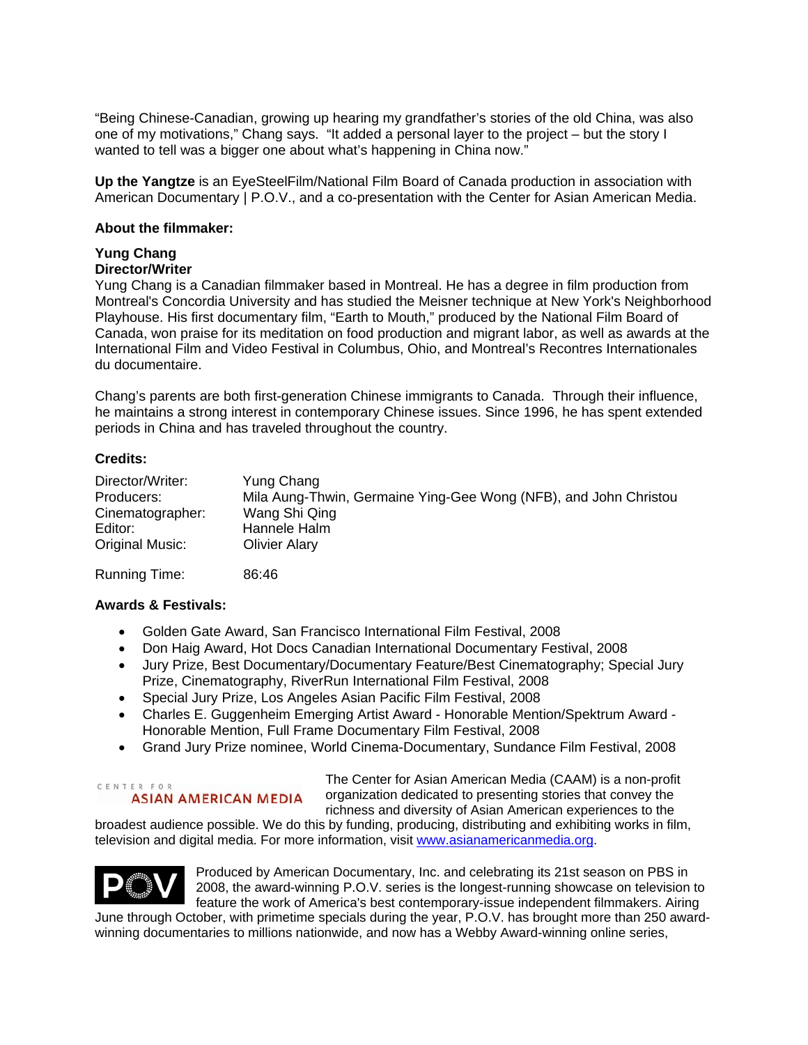"Being Chinese-Canadian, growing up hearing my grandfather's stories of the old China, was also one of my motivations," Chang says. "It added a personal layer to the project – but the story I wanted to tell was a bigger one about what's happening in China now."

**Up the Yangtze** is an EyeSteelFilm/National Film Board of Canada production in association with American Documentary | P.O.V., and a co-presentation with the Center for Asian American Media.

**About the filmmaker:**

**Yung Chang**
**Director/Writer**
Yung Chang is a Canadian filmmaker based in Montreal. He has a degree in film production from Montreal's Concordia University and has studied the Meisner technique at New York's Neighborhood Playhouse. His first documentary film, "Earth to Mouth," produced by the National Film Board of Canada, won praise for its meditation on food production and migrant labor, as well as awards at the International Film and Video Festival in Columbus, Ohio, and Montreal's Recontres Internationales du documentaire.

Chang's parents are both first-generation Chinese immigrants to Canada. Through their influence, he maintains a strong interest in contemporary Chinese issues. Since 1996, he has spent extended periods in China and has traveled throughout the country.

**Credits:**

| | |
|---|---|
| Director/Writer: | Yung Chang |
| Producers: | Mila Aung-Thwin, Germaine Ying-Gee Wong (NFB), and John Christou |
| Cinematographer: | Wang Shi Qing |
| Editor: | Hannele Halm |
| Original Music: | Olivier Alary |
| Running Time: | 86:46 |

**Awards & Festivals:**

- Golden Gate Award, San Francisco International Film Festival, 2008
- Don Haig Award, Hot Docs Canadian International Documentary Festival, 2008
- Jury Prize, Best Documentary/Documentary Feature/Best Cinematography; Special Jury Prize, Cinematography, RiverRun International Film Festival, 2008
- Special Jury Prize, Los Angeles Asian Pacific Film Festival, 2008
- Charles E. Guggenheim Emerging Artist Award - Honorable Mention/Spektrum Award - Honorable Mention, Full Frame Documentary Film Festival, 2008
- Grand Jury Prize nominee, World Cinema-Documentary, Sundance Film Festival, 2008

CENTER FOR ASIAN AMERICAN MEDIA

The Center for Asian American Media (CAAM) is a non-profit organization dedicated to presenting stories that convey the richness and diversity of Asian American experiences to the broadest audience possible. We do this by funding, producing, distributing and exhibiting works in film, television and digital media. For more information, visit [www.asianamericanmedia.org](http://www.asianamericanmedia.org).

POV

Produced by American Documentary, Inc. and celebrating its 21st season on PBS in 2008, the award-winning P.O.V. series is the longest-running showcase on television to feature the work of America's best contemporary-issue independent filmmakers. Airing June through October, with primetime specials during the year, P.O.V. has brought more than 250 award-winning documentaries to millions nationwide, and now has a Webby Award-winning online series,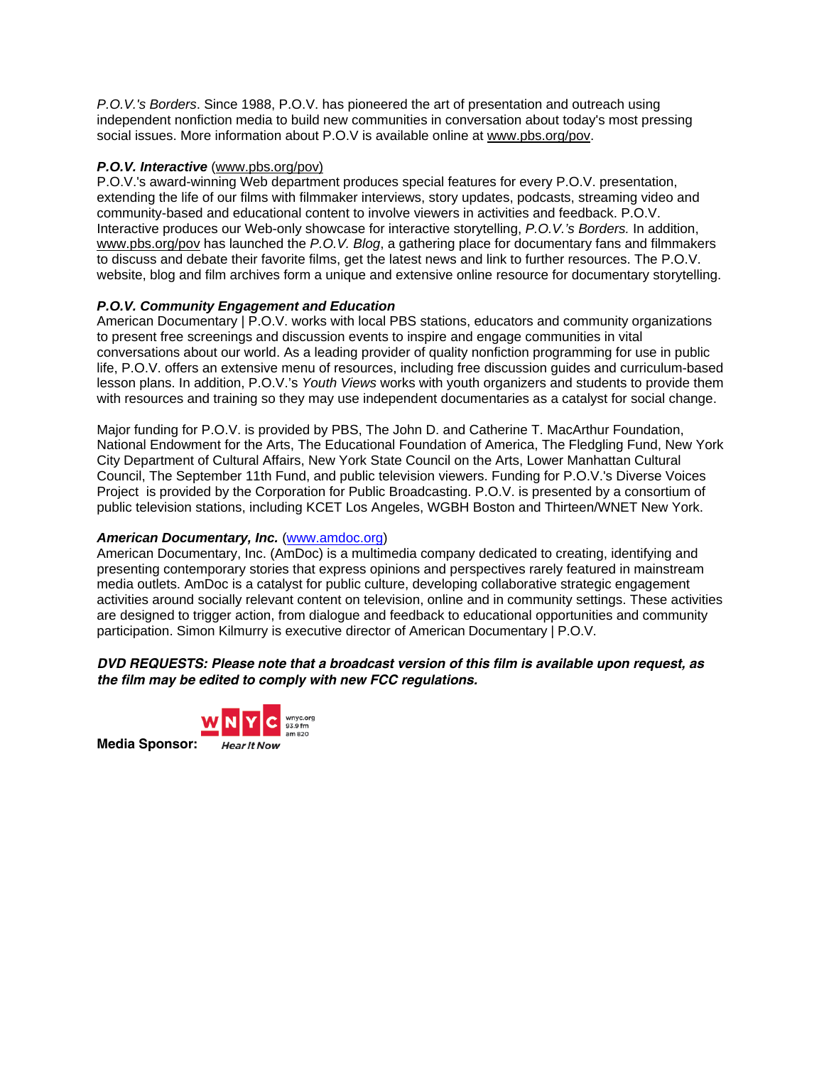*P.O.V.'s Borders*. Since 1988, P.O.V. has pioneered the art of presentation and outreach using independent nonfiction media to build new communities in conversation about today's most pressing social issues. More information about P.O.V is available online at www.pbs.org/pov.

***P.O.V. Interactive*** (www.pbs.org/pov)
P.O.V.'s award-winning Web department produces special features for every P.O.V. presentation, extending the life of our films with filmmaker interviews, story updates, podcasts, streaming video and community-based and educational content to involve viewers in activities and feedback. P.O.V. Interactive produces our Web-only showcase for interactive storytelling, *P.O.V.'s Borders.* In addition, www.pbs.org/pov has launched the *P.O.V. Blog*, a gathering place for documentary fans and filmmakers to discuss and debate their favorite films, get the latest news and link to further resources. The P.O.V. website, blog and film archives form a unique and extensive online resource for documentary storytelling.

***P.O.V. Community Engagement and Education***
American Documentary | P.O.V. works with local PBS stations, educators and community organizations to present free screenings and discussion events to inspire and engage communities in vital conversations about our world. As a leading provider of quality nonfiction programming for use in public life, P.O.V. offers an extensive menu of resources, including free discussion guides and curriculum-based lesson plans. In addition, P.O.V.'s *Youth Views* works with youth organizers and students to provide them with resources and training so they may use independent documentaries as a catalyst for social change.

Major funding for P.O.V. is provided by PBS, The John D. and Catherine T. MacArthur Foundation, National Endowment for the Arts, The Educational Foundation of America, The Fledgling Fund, New York City Department of Cultural Affairs, New York State Council on the Arts, Lower Manhattan Cultural Council, The September 11th Fund, and public television viewers. Funding for P.O.V.'s Diverse Voices Project is provided by the Corporation for Public Broadcasting. P.O.V. is presented by a consortium of public television stations, including KCET Los Angeles, WGBH Boston and Thirteen/WNET New York.

***American Documentary, Inc.*** (www.amdoc.org)
American Documentary, Inc. (AmDoc) is a multimedia company dedicated to creating, identifying and presenting contemporary stories that express opinions and perspectives rarely featured in mainstream media outlets. AmDoc is a catalyst for public culture, developing collaborative strategic engagement activities around socially relevant content on television, online and in community settings. These activities are designed to trigger action, from dialogue and feedback to educational opportunities and community participation. Simon Kilmurry is executive director of American Documentary | P.O.V.

***DVD REQUESTS: Please note that a broadcast version of this film is available upon request, as the film may be edited to comply with new FCC regulations.***

**Media Sponsor:** WNYC wnyc.org 93.9 fm am 820 Hear It Now